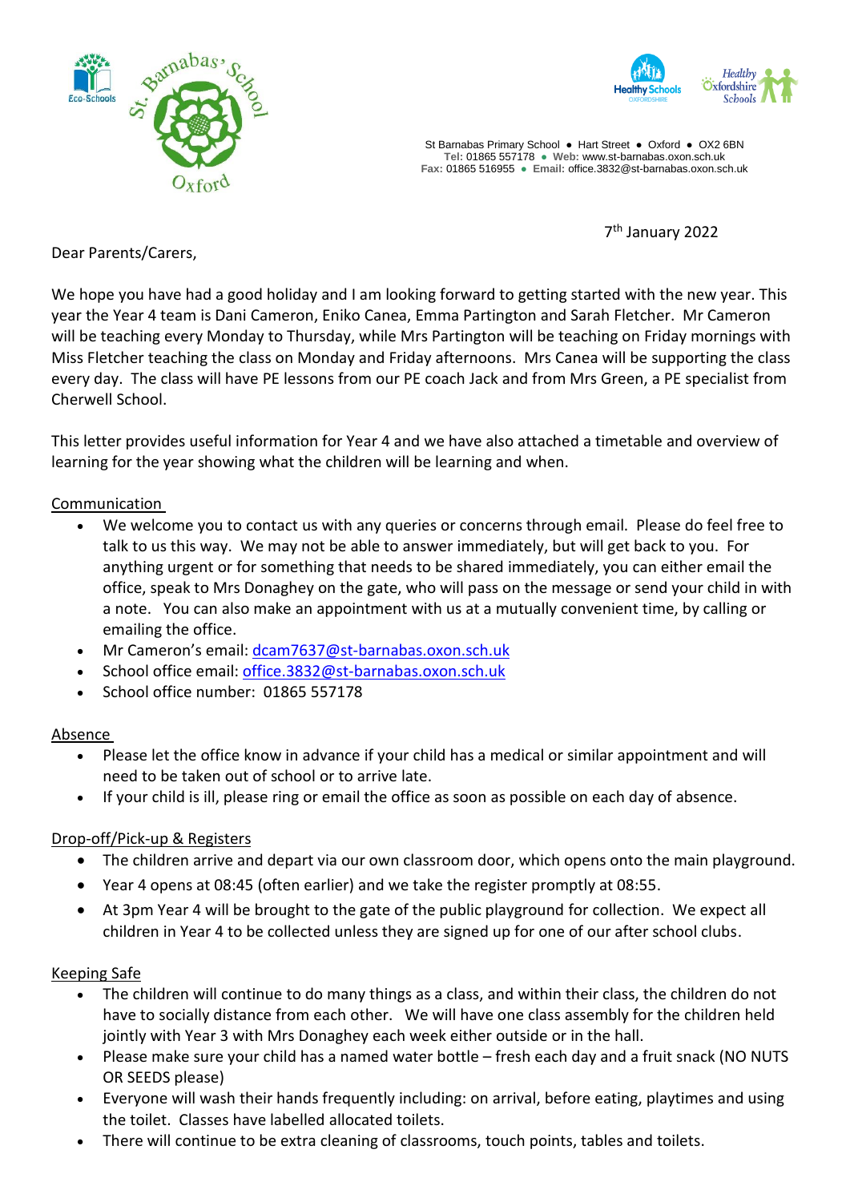St Barnabas Primary School ● Hart Street ● Oxford ● OX2 6BN
Tel: 01865 557178 ● Web: www.st-barnabas.oxon.sch.uk
Fax: 01865 516955 ● Email: office.3832@st-barnabas.oxon.sch.uk

7th January 2022

Dear Parents/Carers,

We hope you have had a good holiday and I am looking forward to getting started with the new year. This year the Year 4 team is Dani Cameron, Eniko Canea, Emma Partington and Sarah Fletcher. Mr Cameron will be teaching every Monday to Thursday, while Mrs Partington will be teaching on Friday mornings with Miss Fletcher teaching the class on Monday and Friday afternoons. Mrs Canea will be supporting the class every day. The class will have PE lessons from our PE coach Jack and from Mrs Green, a PE specialist from Cherwell School.

This letter provides useful information for Year 4 and we have also attached a timetable and overview of learning for the year showing what the children will be learning and when.

Communication

- We welcome you to contact us with any queries or concerns through email. Please do feel free to talk to us this way. We may not be able to answer immediately, but will get back to you. For anything urgent or for something that needs to be shared immediately, you can either email the office, speak to Mrs Donaghey on the gate, who will pass on the message or send your child in with a note. You can also make an appointment with us at a mutually convenient time, by calling or emailing the office.
- Mr Cameron's email: dcam7637@st-barnabas.oxon.sch.uk
- School office email: office.3832@st-barnabas.oxon.sch.uk
- School office number: 01865 557178

Absence

- Please let the office know in advance if your child has a medical or similar appointment and will need to be taken out of school or to arrive late.
- If your child is ill, please ring or email the office as soon as possible on each day of absence.

Drop-off/Pick-up & Registers

- The children arrive and depart via our own classroom door, which opens onto the main playground.
- Year 4 opens at 08:45 (often earlier) and we take the register promptly at 08:55.
- At 3pm Year 4 will be brought to the gate of the public playground for collection. We expect all children in Year 4 to be collected unless they are signed up for one of our after school clubs.

Keeping Safe

- The children will continue to do many things as a class, and within their class, the children do not have to socially distance from each other. We will have one class assembly for the children held jointly with Year 3 with Mrs Donaghey each week either outside or in the hall.
- Please make sure your child has a named water bottle – fresh each day and a fruit snack (NO NUTS OR SEEDS please)
- Everyone will wash their hands frequently including: on arrival, before eating, playtimes and using the toilet. Classes have labelled allocated toilets.
- There will continue to be extra cleaning of classrooms, touch points, tables and toilets.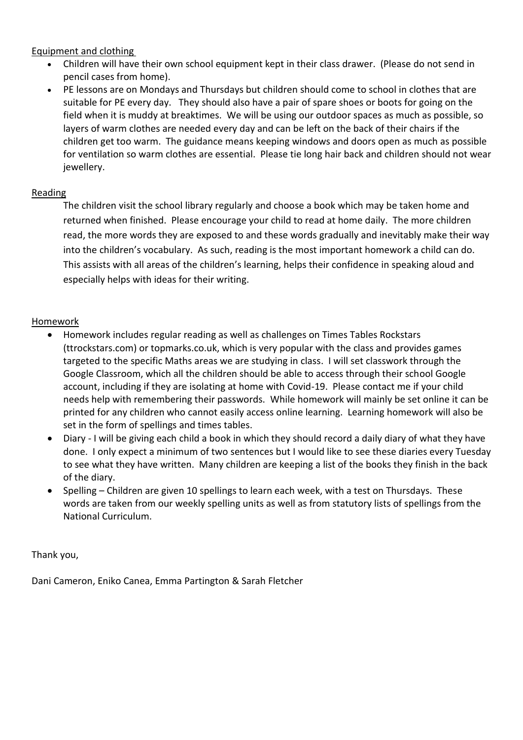Equipment and clothing

- Children will have their own school equipment kept in their class drawer. (Please do not send in pencil cases from home).
- PE lessons are on Mondays and Thursdays but children should come to school in clothes that are suitable for PE every day. They should also have a pair of spare shoes or boots for going on the field when it is muddy at breaktimes. We will be using our outdoor spaces as much as possible, so layers of warm clothes are needed every day and can be left on the back of their chairs if the children get too warm. The guidance means keeping windows and doors open as much as possible for ventilation so warm clothes are essential. Please tie long hair back and children should not wear jewellery.

Reading

The children visit the school library regularly and choose a book which may be taken home and returned when finished. Please encourage your child to read at home daily. The more children read, the more words they are exposed to and these words gradually and inevitably make their way into the children's vocabulary. As such, reading is the most important homework a child can do. This assists with all areas of the children's learning, helps their confidence in speaking aloud and especially helps with ideas for their writing.

Homework

- Homework includes regular reading as well as challenges on Times Tables Rockstars (ttrockstars.com) or topmarks.co.uk, which is very popular with the class and provides games targeted to the specific Maths areas we are studying in class. I will set classwork through the Google Classroom, which all the children should be able to access through their school Google account, including if they are isolating at home with Covid-19. Please contact me if your child needs help with remembering their passwords. While homework will mainly be set online it can be printed for any children who cannot easily access online learning. Learning homework will also be set in the form of spellings and times tables.
- Diary - I will be giving each child a book in which they should record a daily diary of what they have done. I only expect a minimum of two sentences but I would like to see these diaries every Tuesday to see what they have written. Many children are keeping a list of the books they finish in the back of the diary.
- Spelling – Children are given 10 spellings to learn each week, with a test on Thursdays. These words are taken from our weekly spelling units as well as from statutory lists of spellings from the National Curriculum.

Thank you,

Dani Cameron, Eniko Canea, Emma Partington & Sarah Fletcher